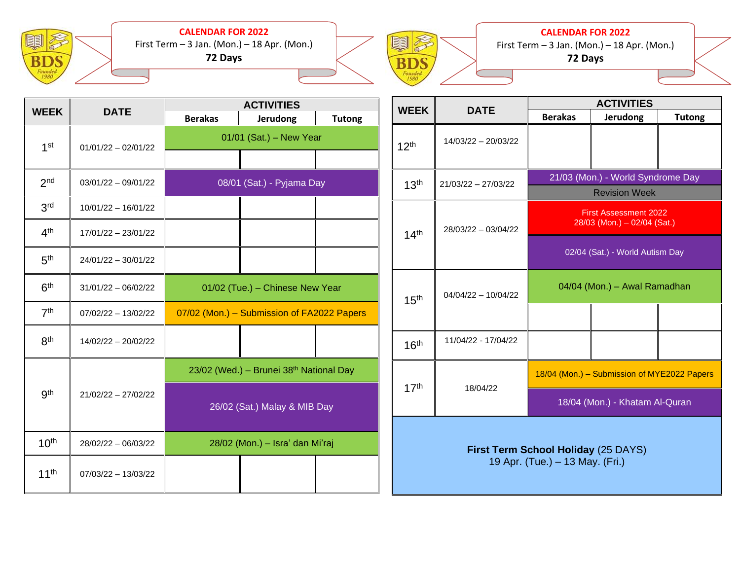## CALENDAR FOR 2022

First Term – 3 Jan. (Mon.) – 18 Apr. (Mon.)

**72 Days**

| WEEK | DATE | ACTIVITIES | | |
|---|---|---|---|---|
| | | Berakas | Jerudong | Tutong |
| 1st | 01/01/22 – 02/01/22 | 01/01 (Sat.) – New Year | | |
| 2nd | 03/01/22 – 09/01/22 | 08/01 (Sat.) - Pyjama Day | | |
| 3rd | 10/01/22 – 16/01/22 | | | |
| 4th | 17/01/22 – 23/01/22 | | | |
| 5th | 24/01/22 – 30/01/22 | | | |
| 6th | 31/01/22 – 06/02/22 | 01/02 (Tue.) – Chinese New Year | | |
| 7th | 07/02/22 – 13/02/22 | 07/02 (Mon.) – Submission of FA2022 Papers | | |
| 8th | 14/02/22 – 20/02/22 | | | |
| 9th | 21/02/22 – 27/02/22 | 23/02 (Wed.) – Brunei 38th National Day | | |
| | | 26/02 (Sat.) Malay & MIB Day | | |
| 10th | 28/02/22 – 06/03/22 | 28/02 (Mon.) – Isra' dan Mi'raj | | |
| 11th | 07/03/22 – 13/03/22 | | | |
| 12th | 14/03/22 – 20/03/22 | | | |
| 13th | 21/03/22 – 27/03/22 | 21/03 (Mon.) - World Syndrome Day | | |
| | | Revision Week | | |
| 14th | 28/03/22 – 03/04/22 | First Assessment 2022 28/03 (Mon.) – 02/04 (Sat.) | | |
| | | 02/04 (Sat.) - World Autism Day | | |
| 15th | 04/04/22 – 10/04/22 | 04/04 (Mon.) – Awal Ramadhan | | |
| 16th | 11/04/22 - 17/04/22 | | | |
| 17th | 18/04/22 | 18/04 (Mon.) – Submission of MYE2022 Papers | | |
| | | 18/04 (Mon.) - Khatam Al-Quran | | |

**First Term School Holiday** (25 DAYS)
19 Apr. (Tue.) – 13 May. (Fri.)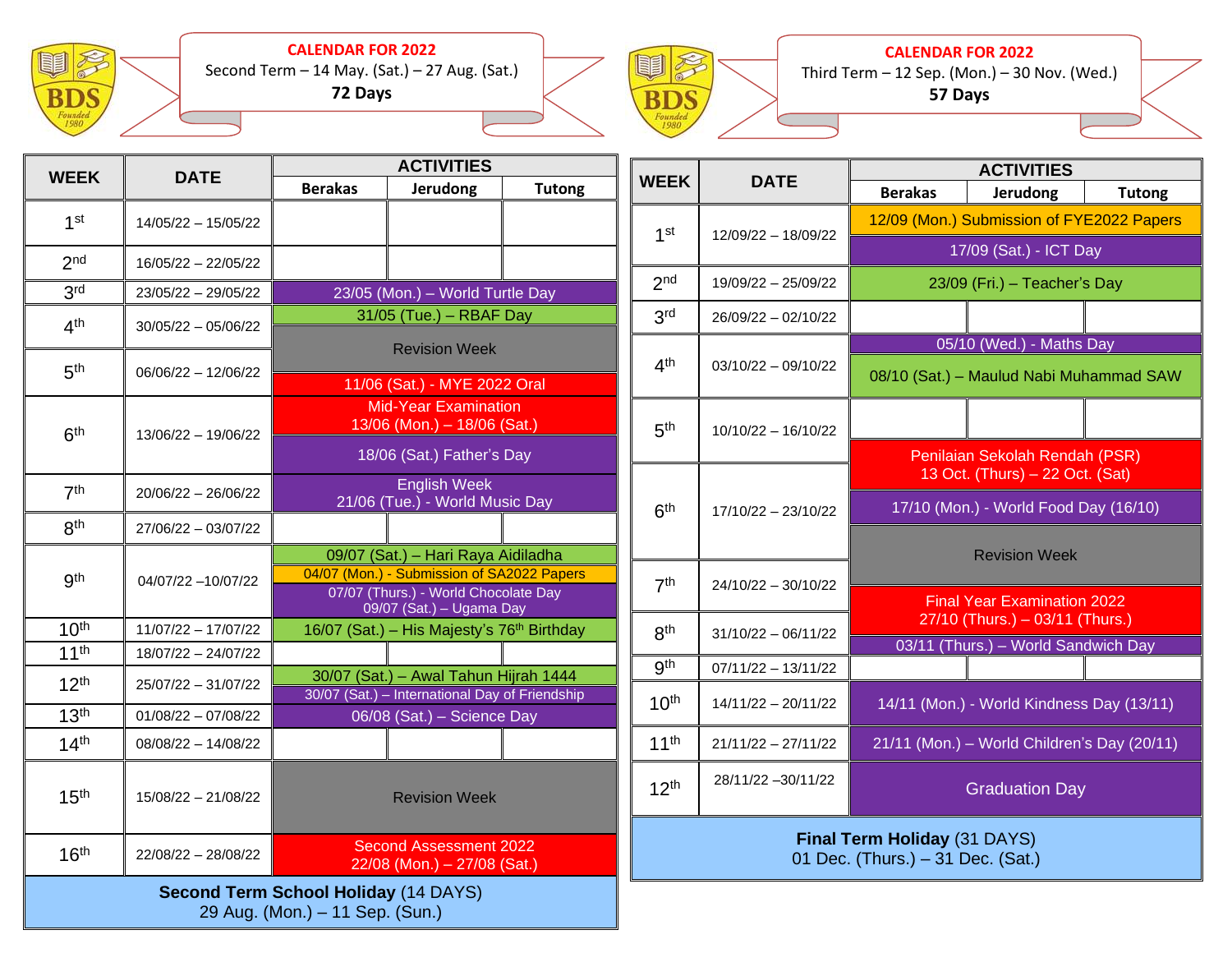## CALENDAR FOR 2022

Second Term – 14 May. (Sat.) – 27 Aug. (Sat.)

**72 Days**

| WEEK | DATE | ACTIVITIES | | |
|---|---|---|---|---|
| | | Berakas | Jerudong | Tutong |
| 1st | 14/05/22 – 15/05/22 | | | |
| 2nd | 16/05/22 – 22/05/22 | | | |
| 3rd | 23/05/22 – 29/05/22 | 23/05 (Mon.) – World Turtle Day | | |
| 4th | 30/05/22 – 05/06/22 | 31/05 (Tue.) – RBAF Day<br>Revision Week | | |
| 5th | 06/06/22 – 12/06/22 | Revision Week<br>11/06 (Sat.) - MYE 2022 Oral | | |
| 6th | 13/06/22 – 19/06/22 | Mid-Year Examination<br>13/06 (Mon.) – 18/06 (Sat.)<br>18/06 (Sat.) Father's Day | | |
| 7th | 20/06/22 – 26/06/22 | English Week<br>21/06 (Tue.) - World Music Day | | |
| 8th | 27/06/22 – 03/07/22 | | | |
| 9th | 04/07/22 –10/07/22 | 09/07 (Sat.) – Hari Raya Aidiladha<br>04/07 (Mon.) - Submission of SA2022 Papers<br>07/07 (Thurs.) - World Chocolate Day<br>09/07 (Sat.) – Ugama Day | | |
| 10th | 11/07/22 – 17/07/22 | 16/07 (Sat.) – His Majesty's 76th Birthday | | |
| 11th | 18/07/22 – 24/07/22 | | | |
| 12th | 25/07/22 – 31/07/22 | 30/07 (Sat.) – Awal Tahun Hijrah 1444<br>30/07 (Sat.) – International Day of Friendship | | |
| 13th | 01/08/22 – 07/08/22 | 06/08 (Sat.) – Science Day | | |
| 14th | 08/08/22 – 14/08/22 | | | |
| 15th | 15/08/22 – 21/08/22 | Revision Week | | |
| 16th | 22/08/22 – 28/08/22 | Second Assessment 2022<br>22/08 (Mon.) – 27/08 (Sat.) | | |

**Second Term School Holiday** (14 DAYS)
29 Aug. (Mon.) – 11 Sep. (Sun.)

## CALENDAR FOR 2022

Third Term – 12 Sep. (Mon.) – 30 Nov. (Wed.)

**57 Days**

| WEEK | DATE | ACTIVITIES | | |
|---|---|---|---|---|
| | | Berakas | Jerudong | Tutong |
| 1st | 12/09/22 – 18/09/22 | 12/09 (Mon.) Submission of FYE2022 Papers<br>17/09 (Sat.) - ICT Day | | |
| 2nd | 19/09/22 – 25/09/22 | 23/09 (Fri.) – Teacher's Day | | |
| 3rd | 26/09/22 – 02/10/22 | | | |
| 4th | 03/10/22 – 09/10/22 | 05/10 (Wed.) - Maths Day<br>08/10 (Sat.) – Maulud Nabi Muhammad SAW | | |
| 5th | 10/10/22 – 16/10/22 | Penilaian Sekolah Rendah (PSR)<br>13 Oct. (Thurs) – 22 Oct. (Sat) | | |
| 6th | 17/10/22 – 23/10/22 | Penilaian Sekolah Rendah (PSR)<br>13 Oct. (Thurs) – 22 Oct. (Sat)<br>17/10 (Mon.) - World Food Day (16/10)<br>Revision Week | | |
| 7th | 24/10/22 – 30/10/22 | Revision Week<br>Final Year Examination 2022<br>27/10 (Thurs.) – 03/11 (Thurs.) | | |
| 8th | 31/10/22 – 06/11/22 | Final Year Examination 2022<br>27/10 (Thurs.) – 03/11 (Thurs.)<br>03/11 (Thurs.) – World Sandwich Day | | |
| 9th | 07/11/22 – 13/11/22 | | | |
| 10th | 14/11/22 – 20/11/22 | 14/11 (Mon.) - World Kindness Day (13/11) | | |
| 11th | 21/11/22 – 27/11/22 | 21/11 (Mon.) – World Children's Day (20/11) | | |
| 12th | 28/11/22 –30/11/22 | Graduation Day | | |

**Final Term Holiday** (31 DAYS)
01 Dec. (Thurs.) – 31 Dec. (Sat.)